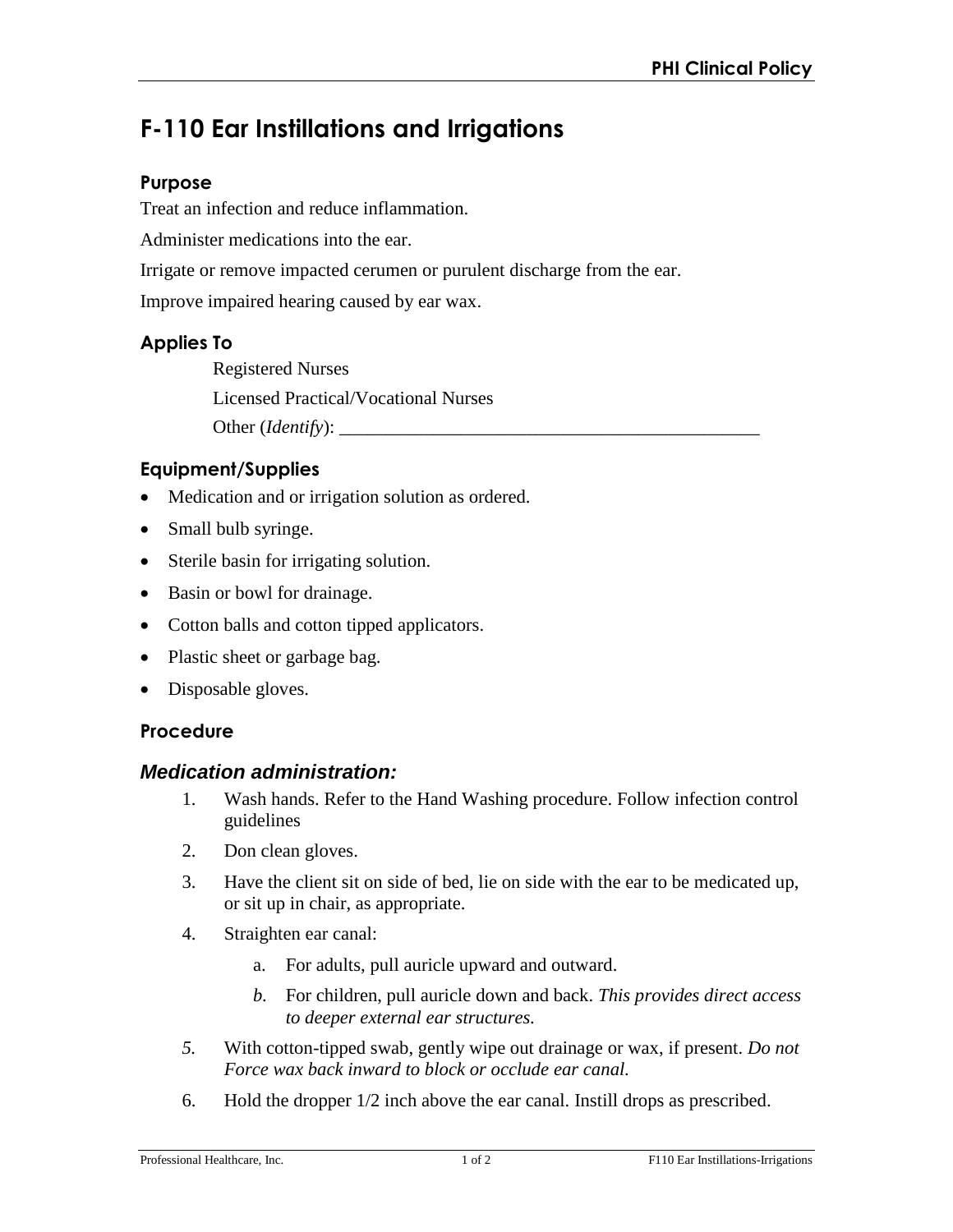# F-110 Ear Instillations and Irrigations

### Purpose

Treat an infection and reduce inflammation.

Administer medications into the ear.

Irrigate or remove impacted cerumen or purulent discharge from the ear.

Improve impaired hearing caused by ear wax.

### Applies To

Registered Nurses

Licensed Practical/Vocational Nurses

Other (*Identify*): _______________________________________________

### Equipment/Supplies

- Medication and or irrigation solution as ordered.
- Small bulb syringe.
- Sterile basin for irrigating solution.
- Basin or bowl for drainage.
- Cotton balls and cotton tipped applicators.
- Plastic sheet or garbage bag.
- Disposable gloves.

### Procedure

#### *Medication administration:*

1. Wash hands. Refer to the Hand Washing procedure. Follow infection control guidelines
2. Don clean gloves.
3. Have the client sit on side of bed, lie on side with the ear to be medicated up, or sit up in chair, as appropriate.
4. Straighten ear canal:
   a. For adults, pull auricle upward and outward.
   *b.* For children, pull auricle down and back. *This provides direct access to deeper external ear structures.*
5. With cotton-tipped swab, gently wipe out drainage or wax, if present. *Do not Force wax back inward to block or occlude ear canal.*
6. Hold the dropper 1/2 inch above the ear canal. Instill drops as prescribed.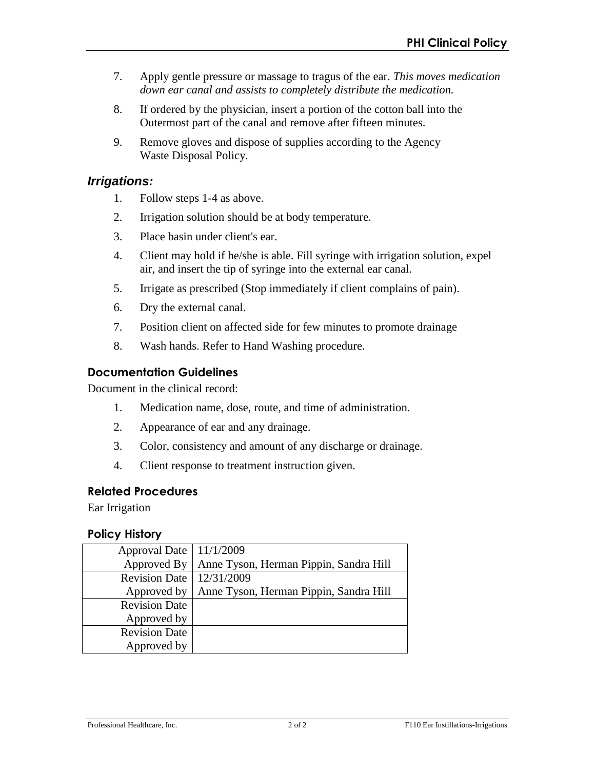7. Apply gentle pressure or massage to tragus of the ear. *This moves medication down ear canal and assists to completely distribute the medication.*

8. If ordered by the physician, insert a portion of the cotton ball into the Outermost part of the canal and remove after fifteen minutes.

9. Remove gloves and dispose of supplies according to the Agency Waste Disposal Policy.

### *Irrigations:*

1. Follow steps 1-4 as above.

2. Irrigation solution should be at body temperature.

3. Place basin under client's ear.

4. Client may hold if he/she is able. Fill syringe with irrigation solution, expel air, and insert the tip of syringe into the external ear canal.

5. Irrigate as prescribed (Stop immediately if client complains of pain).

6. Dry the external canal.

7. Position client on affected side for few minutes to promote drainage

8. Wash hands. Refer to Hand Washing procedure.

## Documentation Guidelines

Document in the clinical record:

1. Medication name, dose, route, and time of administration.

2. Appearance of ear and any drainage.

3. Color, consistency and amount of any discharge or drainage.

4. Client response to treatment instruction given.

## Related Procedures

Ear Irrigation

## Policy History

| | |
|---|---|
| Approval Date | 11/1/2009 |
| Approved By | Anne Tyson, Herman Pippin, Sandra Hill |
| Revision Date | 12/31/2009 |
| Approved by | Anne Tyson, Herman Pippin, Sandra Hill |
| Revision Date | |
| Approved by | |
| Revision Date | |
| Approved by | |